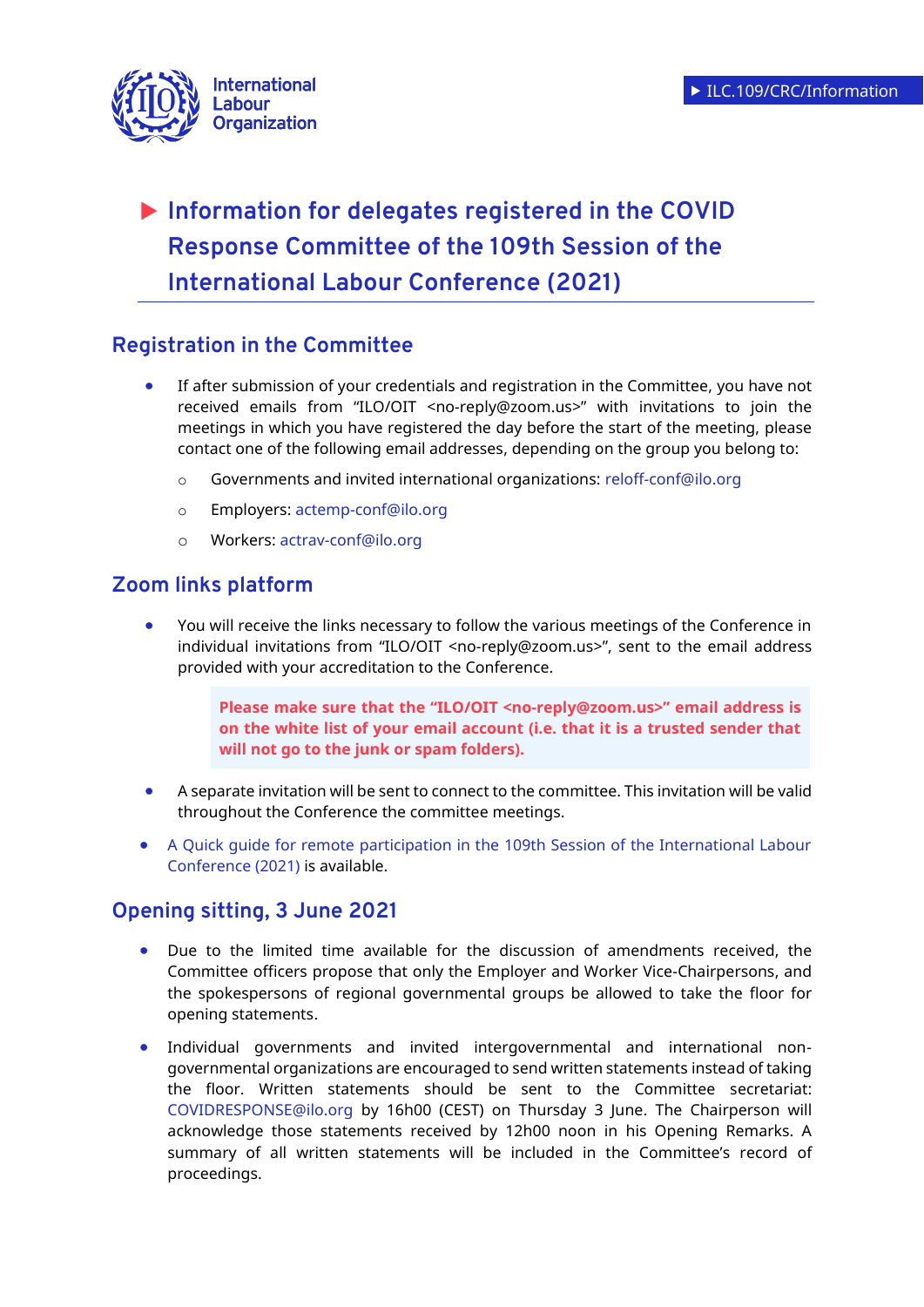ILC.109/CRC/Information

# Information for delegates registered in the COVID Response Committee of the 109th Session of the International Labour Conference (2021)

## Registration in the Committee

- If after submission of your credentials and registration in the Committee, you have not received emails from "ILO/OIT <no-reply@zoom.us>" with invitations to join the meetings in which you have registered the day before the start of the meeting, please contact one of the following email addresses, depending on the group you belong to:
  - Governments and invited international organizations: reloff-conf@ilo.org
  - Employers: actemp-conf@ilo.org
  - Workers: actrav-conf@ilo.org

## Zoom links platform

- You will receive the links necessary to follow the various meetings of the Conference in individual invitations from "ILO/OIT <no-reply@zoom.us>", sent to the email address provided with your accreditation to the Conference.

  > **Please make sure that the "ILO/OIT <no-reply@zoom.us>" email address is on the white list of your email account (i.e. that it is a trusted sender that will not go to the junk or spam folders).**

- A separate invitation will be sent to connect to the committee. This invitation will be valid throughout the Conference the committee meetings.
- A Quick guide for remote participation in the 109th Session of the International Labour Conference (2021) is available.

## Opening sitting, 3 June 2021

- Due to the limited time available for the discussion of amendments received, the Committee officers propose that only the Employer and Worker Vice-Chairpersons, and the spokespersons of regional governmental groups be allowed to take the floor for opening statements.
- Individual governments and invited intergovernmental and international non-governmental organizations are encouraged to send written statements instead of taking the floor. Written statements should be sent to the Committee secretariat: COVIDRESPONSE@ilo.org by 16h00 (CEST) on Thursday 3 June. The Chairperson will acknowledge those statements received by 12h00 noon in his Opening Remarks. A summary of all written statements will be included in the Committee's record of proceedings.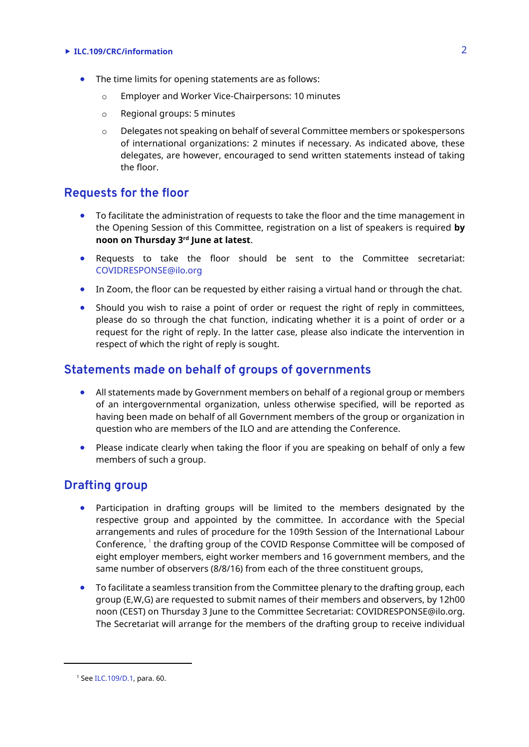- The time limits for opening statements are as follows:
  - Employer and Worker Vice-Chairpersons: 10 minutes
  - Regional groups: 5 minutes
  - Delegates not speaking on behalf of several Committee members or spokespersons of international organizations: 2 minutes if necessary. As indicated above, these delegates, are however, encouraged to send written statements instead of taking the floor.

## Requests for the floor

- To facilitate the administration of requests to take the floor and the time management in the Opening Session of this Committee, registration on a list of speakers is required **by noon on Thursday 3rd June at latest**.
- Requests to take the floor should be sent to the Committee secretariat: COVIDRESPONSE@ilo.org
- In Zoom, the floor can be requested by either raising a virtual hand or through the chat.
- Should you wish to raise a point of order or request the right of reply in committees, please do so through the chat function, indicating whether it is a point of order or a request for the right of reply. In the latter case, please also indicate the intervention in respect of which the right of reply is sought.

## Statements made on behalf of groups of governments

- All statements made by Government members on behalf of a regional group or members of an intergovernmental organization, unless otherwise specified, will be reported as having been made on behalf of all Government members of the group or organization in question who are members of the ILO and are attending the Conference.
- Please indicate clearly when taking the floor if you are speaking on behalf of only a few members of such a group.

## Drafting group

- Participation in drafting groups will be limited to the members designated by the respective group and appointed by the committee. In accordance with the Special arrangements and rules of procedure for the 109th Session of the International Labour Conference, [1] the drafting group of the COVID Response Committee will be composed of eight employer members, eight worker members and 16 government members, and the same number of observers (8/8/16) from each of the three constituent groups,
- To facilitate a seamless transition from the Committee plenary to the drafting group, each group (E,W,G) are requested to submit names of their members and observers, by 12h00 noon (CEST) on Thursday 3 June to the Committee Secretariat: COVIDRESPONSE@ilo.org. The Secretariat will arrange for the members of the drafting group to receive individual

[1] See ILC.109/D.1, para. 60.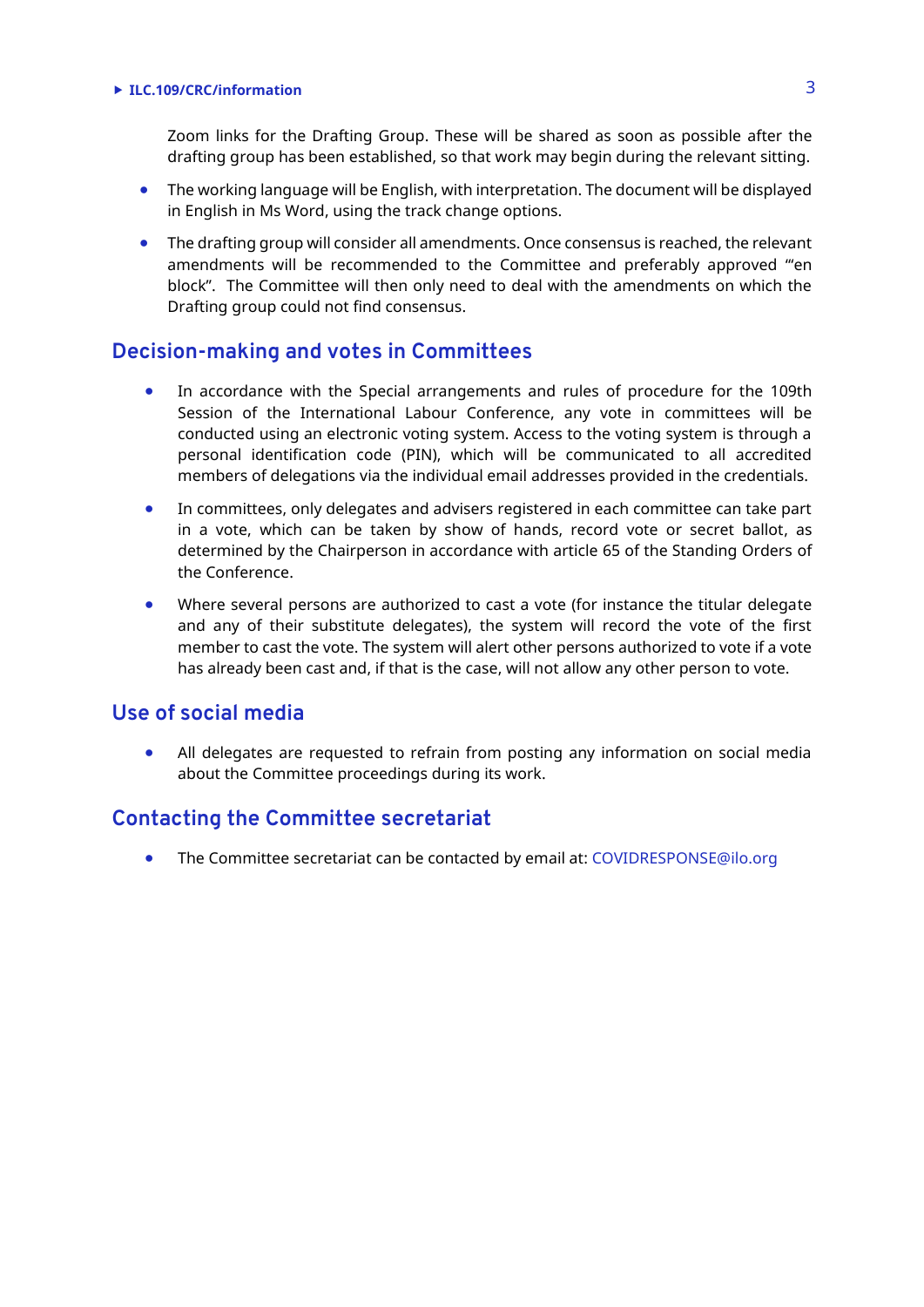Zoom links for the Drafting Group. These will be shared as soon as possible after the drafting group has been established, so that work may begin during the relevant sitting.

- The working language will be English, with interpretation. The document will be displayed in English in Ms Word, using the track change options.
- The drafting group will consider all amendments. Once consensus is reached, the relevant amendments will be recommended to the Committee and preferably approved "'en block". The Committee will then only need to deal with the amendments on which the Drafting group could not find consensus.

## Decision-making and votes in Committees

- In accordance with the Special arrangements and rules of procedure for the 109th Session of the International Labour Conference, any vote in committees will be conducted using an electronic voting system. Access to the voting system is through a personal identification code (PIN), which will be communicated to all accredited members of delegations via the individual email addresses provided in the credentials.
- In committees, only delegates and advisers registered in each committee can take part in a vote, which can be taken by show of hands, record vote or secret ballot, as determined by the Chairperson in accordance with article 65 of the Standing Orders of the Conference.
- Where several persons are authorized to cast a vote (for instance the titular delegate and any of their substitute delegates), the system will record the vote of the first member to cast the vote. The system will alert other persons authorized to vote if a vote has already been cast and, if that is the case, will not allow any other person to vote.

## Use of social media

- All delegates are requested to refrain from posting any information on social media about the Committee proceedings during its work.

## Contacting the Committee secretariat

- The Committee secretariat can be contacted by email at: COVIDRESPONSE@ilo.org